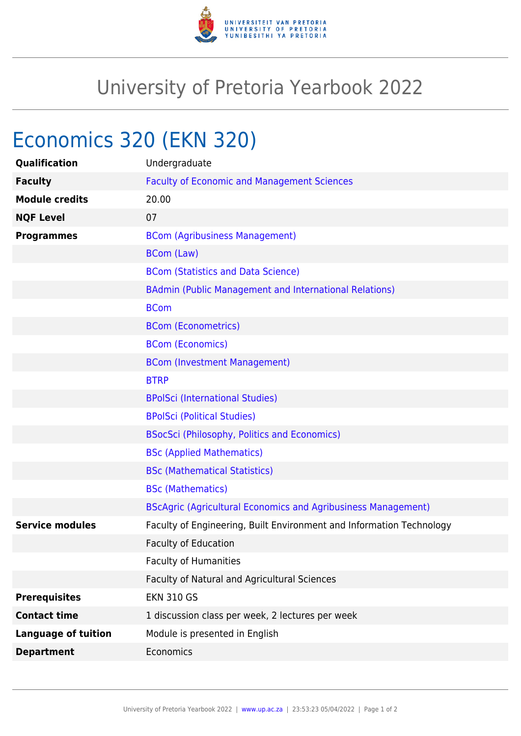# University of Pretoria Yearbook 2022

## Economics 320 (EKN 320)

| | |
|---|---|
| **Qualification** | Undergraduate |
| **Faculty** | Faculty of Economic and Management Sciences |
| **Module credits** | 20.00 |
| **NQF Level** | 07 |
| **Programmes** | BCom (Agribusiness Management) |
| | BCom (Law) |
| | BCom (Statistics and Data Science) |
| | BAdmin (Public Management and International Relations) |
| | BCom |
| | BCom (Econometrics) |
| | BCom (Economics) |
| | BCom (Investment Management) |
| | BTRP |
| | BPolSci (International Studies) |
| | BPolSci (Political Studies) |
| | BSocSci (Philosophy, Politics and Economics) |
| | BSc (Applied Mathematics) |
| | BSc (Mathematical Statistics) |
| | BSc (Mathematics) |
| | BScAgric (Agricultural Economics and Agribusiness Management) |
| **Service modules** | Faculty of Engineering, Built Environment and Information Technology |
| | Faculty of Education |
| | Faculty of Humanities |
| | Faculty of Natural and Agricultural Sciences |
| **Prerequisites** | EKN 310 GS |
| **Contact time** | 1 discussion class per week, 2 lectures per week |
| **Language of tuition** | Module is presented in English |
| **Department** | Economics |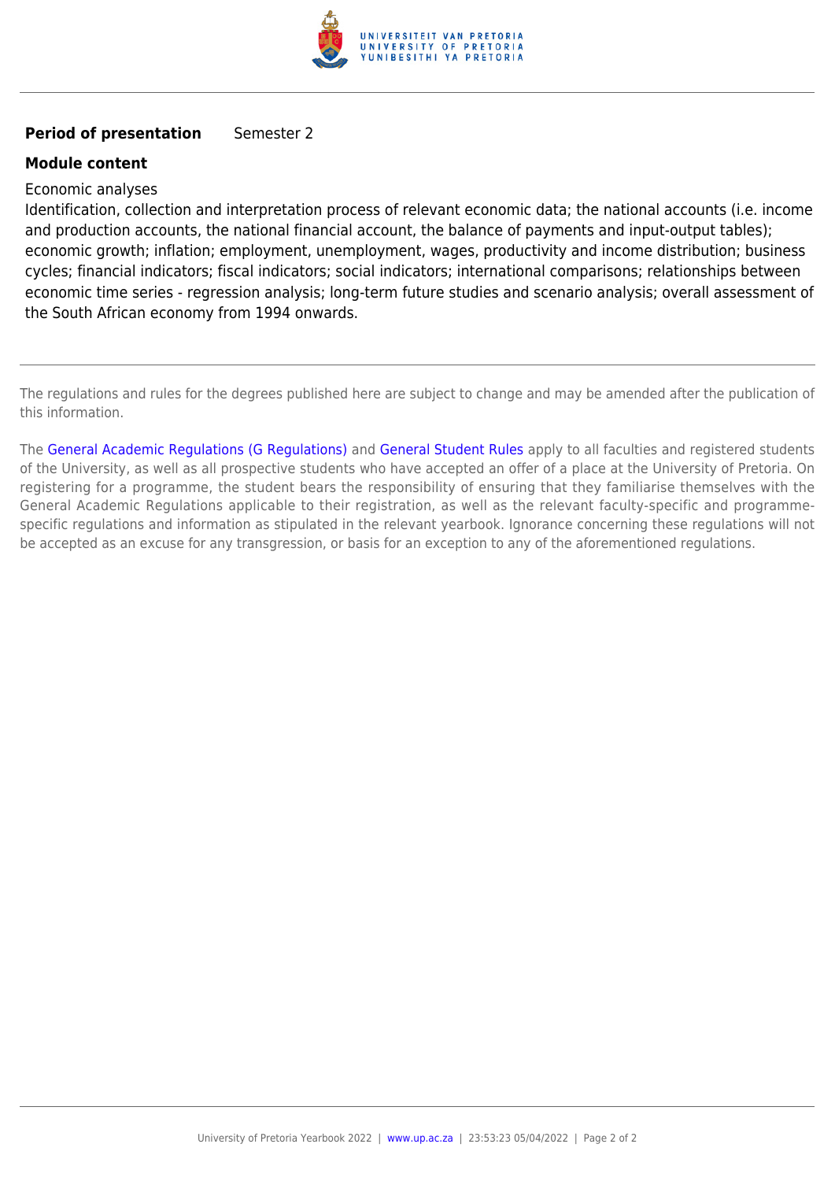**Period of presentation** Semester 2

**Module content**

Economic analyses

Identification, collection and interpretation process of relevant economic data; the national accounts (i.e. income and production accounts, the national financial account, the balance of payments and input-output tables); economic growth; inflation; employment, unemployment, wages, productivity and income distribution; business cycles; financial indicators; fiscal indicators; social indicators; international comparisons; relationships between economic time series - regression analysis; long-term future studies and scenario analysis; overall assessment of the South African economy from 1994 onwards.

---

The regulations and rules for the degrees published here are subject to change and may be amended after the publication of this information.

The General Academic Regulations (G Regulations) and General Student Rules apply to all faculties and registered students of the University, as well as all prospective students who have accepted an offer of a place at the University of Pretoria. On registering for a programme, the student bears the responsibility of ensuring that they familiarise themselves with the General Academic Regulations applicable to their registration, as well as the relevant faculty-specific and programme-specific regulations and information as stipulated in the relevant yearbook. Ignorance concerning these regulations will not be accepted as an excuse for any transgression, or basis for an exception to any of the aforementioned regulations.